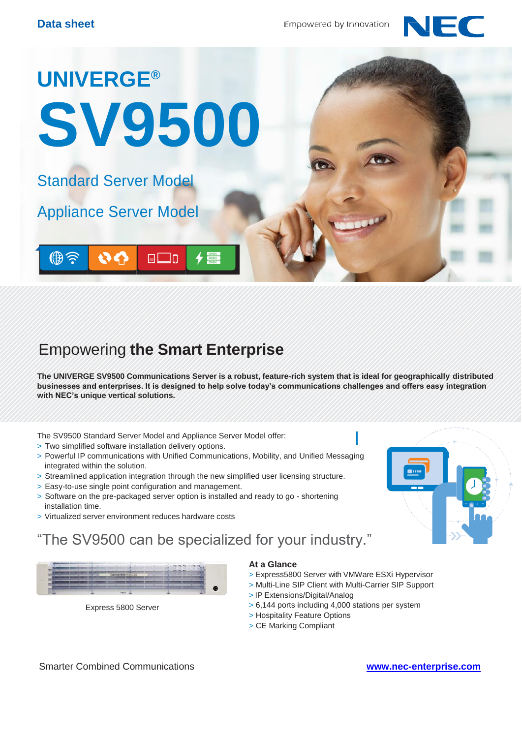Data sheet

Empowered by Innovation

# UNIVERGE®

# SV9500

Standard Server Model

Appliance Server Model

## Empowering **the Smart Enterprise**

**The UNIVERGE SV9500 Communications Server is a robust, feature-rich system that is ideal for geographically distributed businesses and enterprises. It is designed to help solve today's communications challenges and offers easy integration with NEC's unique vertical solutions.**

The SV9500 Standard Server Model and Appliance Server Model offer:

- Two simplified software installation delivery options.
- Powerful IP communications with Unified Communications, Mobility, and Unified Messaging integrated within the solution.
- Streamlined application integration through the new simplified user licensing structure.
- Easy-to-use single point configuration and management.
- Software on the pre-packaged server option is installed and ready to go - shortening installation time.
- Virtualized server environment reduces hardware costs

"The SV9500 can be specialized for your industry."

Express 5800 Server

### At a Glance

- Express5800 Server with VMWare ESXi Hypervisor
- Multi-Line SIP Client with Multi-Carrier SIP Support
- IP Extensions/Digital/Analog
- 6,144 ports including 4,000 stations per system
- Hospitality Feature Options
- CE Marking Compliant

Smarter Combined Communications

www.nec-enterprise.com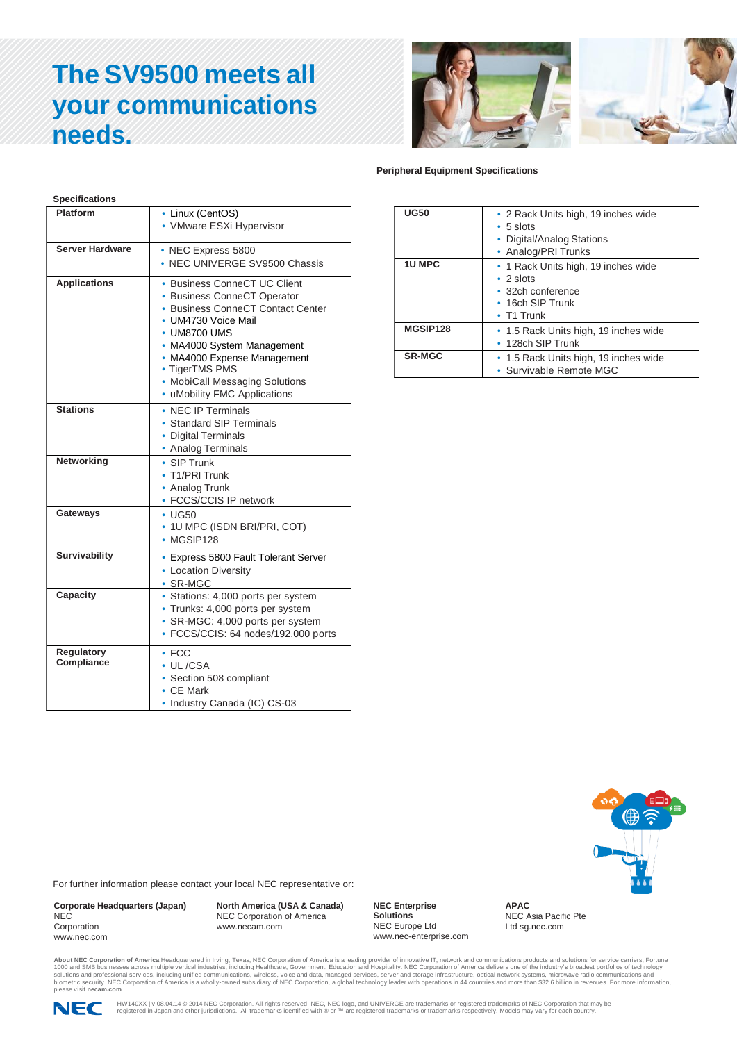# The SV9500 meets all your communications needs.

**Specifications**

| | |
|---|---|
| **Platform** | • Linux (CentOS)<br>• VMware ESXi Hypervisor |
| **Server Hardware** | • NEC Express 5800<br>• NEC UNIVERGE SV9500 Chassis |
| **Applications** | • Business ConneCT UC Client<br>• Business ConneCT Operator<br>• Business ConneCT Contact Center<br>• UM4730 Voice Mail<br>• UM8700 UMS<br>• MA4000 System Management<br>• MA4000 Expense Management<br>• TigerTMS PMS<br>• MobiCall Messaging Solutions<br>• uMobility FMC Applications |
| **Stations** | • NEC IP Terminals<br>• Standard SIP Terminals<br>• Digital Terminals<br>• Analog Terminals |
| **Networking** | • SIP Trunk<br>• T1/PRI Trunk<br>• Analog Trunk<br>• FCCS/CCIS IP network |
| **Gateways** | • UG50<br>• 1U MPC (ISDN BRI/PRI, COT)<br>• MGSIP128 |
| **Survivability** | • Express 5800 Fault Tolerant Server<br>• Location Diversity<br>• SR-MGC |
| **Capacity** | • Stations: 4,000 ports per system<br>• Trunks: 4,000 ports per system<br>• SR-MGC: 4,000 ports per system<br>• FCCS/CCIS: 64 nodes/192,000 ports |
| **Regulatory Compliance** | • FCC<br>• UL /CSA<br>• Section 508 compliant<br>• CE Mark<br>• Industry Canada (IC) CS-03 |

**Peripheral Equipment Specifications**

| | |
|---|---|
| **UG50** | • 2 Rack Units high, 19 inches wide<br>• 5 slots<br>• Digital/Analog Stations<br>• Analog/PRI Trunks |
| **1U MPC** | • 1 Rack Units high, 19 inches wide<br>• 2 slots<br>• 32ch conference<br>• 16ch SIP Trunk<br>• T1 Trunk |
| **MGSIP128** | • 1.5 Rack Units high, 19 inches wide<br>• 128ch SIP Trunk |
| **SR-MGC** | • 1.5 Rack Units high, 19 inches wide<br>• Survivable Remote MGC |

For further information please contact your local NEC representative or:

**Corporate Headquarters (Japan)**
NEC Corporation
www.nec.com

**North America (USA & Canada)**
NEC Corporation of America
www.necam.com

**NEC Enterprise Solutions**
NEC Europe Ltd
www.nec-enterprise.com

**APAC**
NEC Asia Pacific Pte Ltd sg.nec.com

**About NEC Corporation of America** Headquartered in Irving, Texas, NEC Corporation of America is a leading provider of innovative IT, network and communications products and solutions for service carriers, Fortune 1000 and SMB businesses across multiple vertical industries, including Healthcare, Government, Education and Hospitality. NEC Corporation of America delivers one of the industry's broadest portfolios of technology solutions and professional services, including unified communications, wireless, voice and data, managed services, server and storage infrastructure, optical network systems, microwave radio communications and biometric security. NEC Corporation of America is a wholly-owned subsidiary of NEC Corporation, a global technology leader with operations in 44 countries and more than $32.6 billion in revenues. For more information, please visit **necam.com**.

HW140XX | v.08.04.14 © 2014 NEC Corporation. All rights reserved. NEC, NEC logo, and UNIVERGE are trademarks or registered trademarks of NEC Corporation that may be registered in Japan and other jurisdictions. All trademarks identified with ® or ™ are registered trademarks or trademarks respectively. Models may vary for each country.